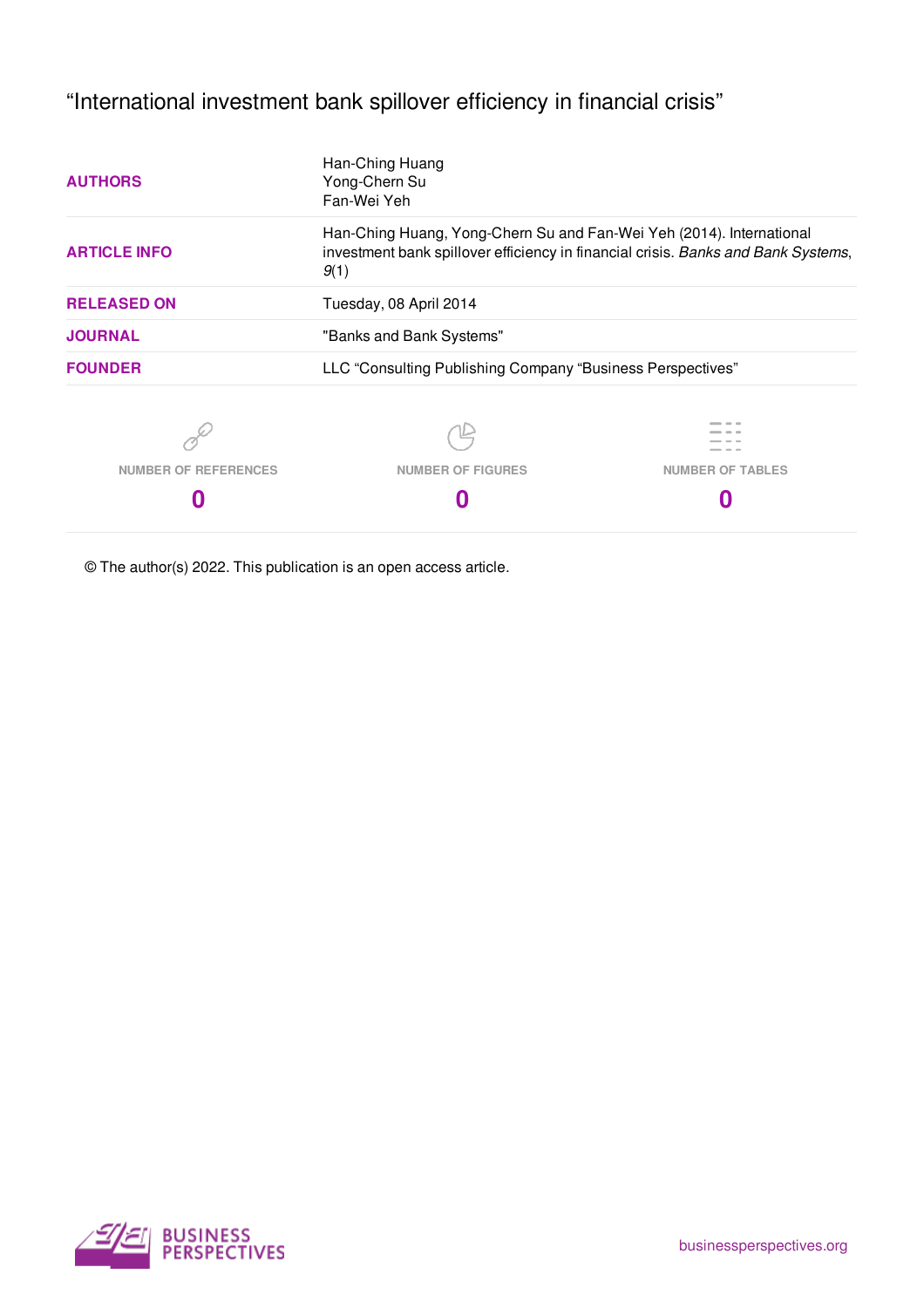"International investment bank spillover efficiency in financial crisis"

| | |
|---|---|
| **AUTHORS** | Han-Ching Huang<br>Yong-Chern Su<br>Fan-Wei Yeh |
| **ARTICLE INFO** | Han-Ching Huang, Yong-Chern Su and Fan-Wei Yeh (2014). International investment bank spillover efficiency in financial crisis. *Banks and Bank Systems*, *9*(1) |
| **RELEASED ON** | Tuesday, 08 April 2014 |
| **JOURNAL** | "Banks and Bank Systems" |
| **FOUNDER** | LLC "Consulting Publishing Company "Business Perspectives" |

| NUMBER OF REFERENCES | NUMBER OF FIGURES | NUMBER OF TABLES |
|---|---|---|
| **0** | **0** | **0** |

© The author(s) 2022. This publication is an open access article.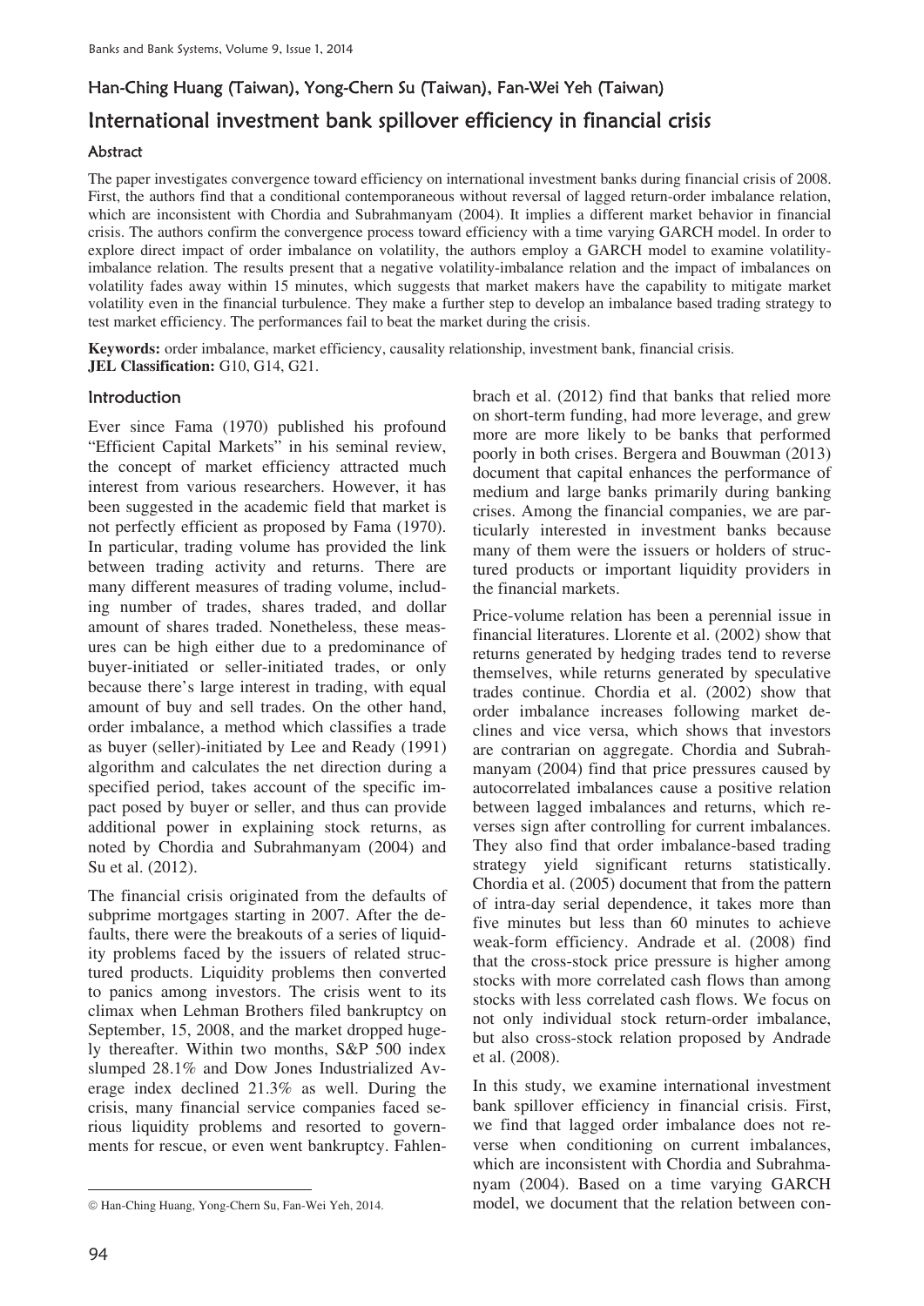# Han-Ching Huang (Taiwan), Yong-Chern Su (Taiwan), Fan-Wei Yeh (Taiwan)

## International investment bank spillover efficiency in financial crisis

### Abstract

The paper investigates convergence toward efficiency on international investment banks during financial crisis of 2008. First, the authors find that a conditional contemporaneous without reversal of lagged return-order imbalance relation, which are inconsistent with Chordia and Subrahmanyam (2004). It implies a different market behavior in financial crisis. The authors confirm the convergence process toward efficiency with a time varying GARCH model. In order to explore direct impact of order imbalance on volatility, the authors employ a GARCH model to examine volatility-imbalance relation. The results present that a negative volatility-imbalance relation and the impact of imbalances on volatility fades away within 15 minutes, which suggests that market makers have the capability to mitigate market volatility even in the financial turbulence. They make a further step to develop an imbalance based trading strategy to test market efficiency. The performances fail to beat the market during the crisis.

**Keywords:** order imbalance, market efficiency, causality relationship, investment bank, financial crisis.
**JEL Classification:** G10, G14, G21.

### Introduction

Ever since Fama (1970) published his profound "Efficient Capital Markets" in his seminal review, the concept of market efficiency attracted much interest from various researchers. However, it has been suggested in the academic field that market is not perfectly efficient as proposed by Fama (1970). In particular, trading volume has provided the link between trading activity and returns. There are many different measures of trading volume, including number of trades, shares traded, and dollar amount of shares traded. Nonetheless, these measures can be high either due to a predominance of buyer-initiated or seller-initiated trades, or only because there's large interest in trading, with equal amount of buy and sell trades. On the other hand, order imbalance, a method which classifies a trade as buyer (seller)-initiated by Lee and Ready (1991) algorithm and calculates the net direction during a specified period, takes account of the specific impact posed by buyer or seller, and thus can provide additional power in explaining stock returns, as noted by Chordia and Subrahmanyam (2004) and Su et al. (2012).

The financial crisis originated from the defaults of subprime mortgages starting in 2007. After the defaults, there were the breakouts of a series of liquidity problems faced by the issuers of related structured products. Liquidity problems then converted to panics among investors. The crisis went to its climax when Lehman Brothers filed bankruptcy on September, 15, 2008, and the market dropped hugely thereafter. Within two months, S&P 500 index slumped 28.1% and Dow Jones Industrialized Average index declined 21.3% as well. During the crisis, many financial service companies faced serious liquidity problems and resorted to governments for rescue, or even went bankruptcy. Fahlenbrach et al. (2012) find that banks that relied more on short-term funding, had more leverage, and grew more are more likely to be banks that performed poorly in both crises. Bergera and Bouwman (2013) document that capital enhances the performance of medium and large banks primarily during banking crises. Among the financial companies, we are particularly interested in investment banks because many of them were the issuers or holders of structured products or important liquidity providers in the financial markets.

Price-volume relation has been a perennial issue in financial literatures. Llorente et al. (2002) show that returns generated by hedging trades tend to reverse themselves, while returns generated by speculative trades continue. Chordia et al. (2002) show that order imbalance increases following market declines and vice versa, which shows that investors are contrarian on aggregate. Chordia and Subrahmanyam (2004) find that price pressures caused by autocorrelated imbalances cause a positive relation between lagged imbalances and returns, which reverses sign after controlling for current imbalances. They also find that order imbalance-based trading strategy yield significant returns statistically. Chordia et al. (2005) document that from the pattern of intra-day serial dependence, it takes more than five minutes but less than 60 minutes to achieve weak-form efficiency. Andrade et al. (2008) find that the cross-stock price pressure is higher among stocks with more correlated cash flows than among stocks with less correlated cash flows. We focus on not only individual stock return-order imbalance, but also cross-stock relation proposed by Andrade et al. (2008).

In this study, we examine international investment bank spillover efficiency in financial crisis. First, we find that lagged order imbalance does not reverse when conditioning on current imbalances, which are inconsistent with Chordia and Subrahmanyam (2004). Based on a time varying GARCH model, we document that the relation between con-

---

© Han-Ching Huang, Yong-Chern Su, Fan-Wei Yeh, 2014.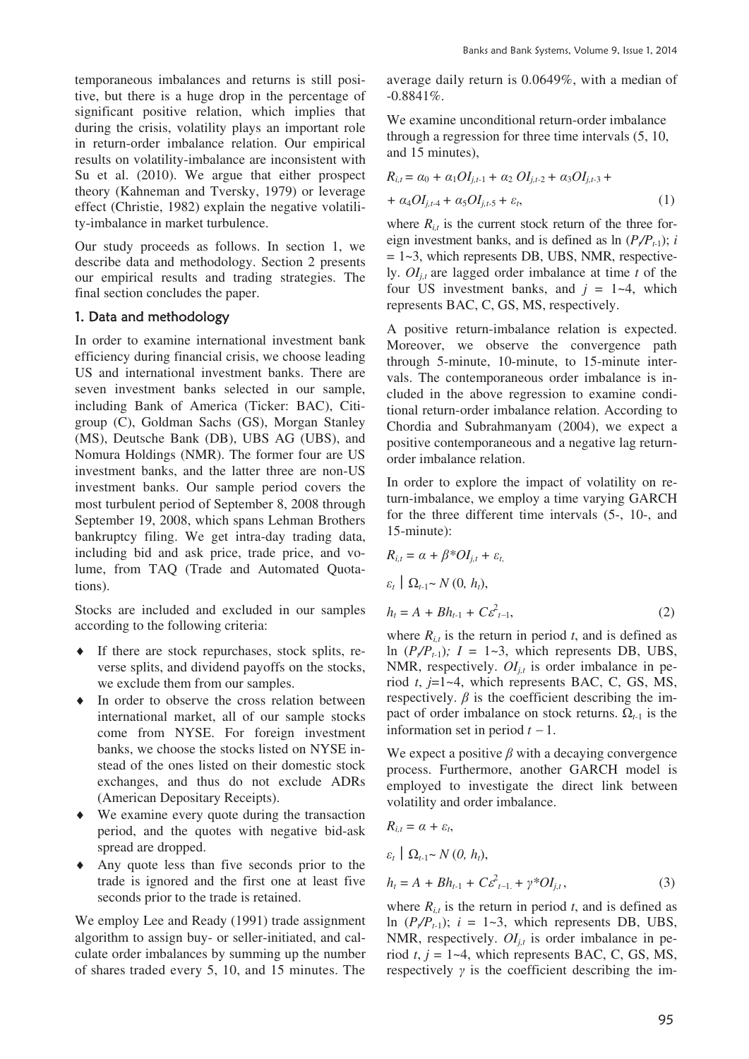temporaneous imbalances and returns is still positive, but there is a huge drop in the percentage of significant positive relation, which implies that during the crisis, volatility plays an important role in return-order imbalance relation. Our empirical results on volatility-imbalance are inconsistent with Su et al. (2010). We argue that either prospect theory (Kahneman and Tversky, 1979) or leverage effect (Christie, 1982) explain the negative volatility-imbalance in market turbulence.

Our study proceeds as follows. In section 1, we describe data and methodology. Section 2 presents our empirical results and trading strategies. The final section concludes the paper.

## 1. Data and methodology

In order to examine international investment bank efficiency during financial crisis, we choose leading US and international investment banks. There are seven investment banks selected in our sample, including Bank of America (Ticker: BAC), Citigroup (C), Goldman Sachs (GS), Morgan Stanley (MS), Deutsche Bank (DB), UBS AG (UBS), and Nomura Holdings (NMR). The former four are US investment banks, and the latter three are non-US investment banks. Our sample period covers the most turbulent period of September 8, 2008 through September 19, 2008, which spans Lehman Brothers bankruptcy filing. We get intra-day trading data, including bid and ask price, trade price, and volume, from TAQ (Trade and Automated Quotations).

Stocks are included and excluded in our samples according to the following criteria:

- If there are stock repurchases, stock splits, reverse splits, and dividend payoffs on the stocks, we exclude them from our samples.
- In order to observe the cross relation between international market, all of our sample stocks come from NYSE. For foreign investment banks, we choose the stocks listed on NYSE instead of the ones listed on their domestic stock exchanges, and thus do not exclude ADRs (American Depositary Receipts).
- We examine every quote during the transaction period, and the quotes with negative bid-ask spread are dropped.
- Any quote less than five seconds prior to the trade is ignored and the first one at least five seconds prior to the trade is retained.

We employ Lee and Ready (1991) trade assignment algorithm to assign buy- or seller-initiated, and calculate order imbalances by summing up the number of shares traded every 5, 10, and 15 minutes. The average daily return is 0.0649%, with a median of -0.8841%.

We examine unconditional return-order imbalance through a regression for three time intervals (5, 10, and 15 minutes),

$$R_{i,t} = \alpha_0 + \alpha_1 OI_{j,t-1} + \alpha_2 OI_{j,t-2} + \alpha_3 OI_{j,t-3} + \alpha_4 OI_{j,t-4} + \alpha_5 OI_{j,t-5} + \varepsilon_t, \tag{1}$$

where $R_{i,t}$ is the current stock return of the three foreign investment banks, and is defined as $\ln(P_t/P_{t-1})$; $i = 1\text{~}3$, which represents DB, UBS, NMR, respectively. $OI_{j,t}$ are lagged order imbalance at time $t$ of the four US investment banks, and $j = 1\text{~}4$, which represents BAC, C, GS, MS, respectively.

A positive return-imbalance relation is expected. Moreover, we observe the convergence path through 5-minute, 10-minute, to 15-minute intervals. The contemporaneous order imbalance is included in the above regression to examine conditional return-order imbalance relation. According to Chordia and Subrahmanyam (2004), we expect a positive contemporaneous and a negative lag return-order imbalance relation.

In order to explore the impact of volatility on return-imbalance, we employ a time varying GARCH for the three different time intervals (5-, 10-, and 15-minute):

$$R_{i,t} = \alpha + \beta^* OI_{j,t} + \varepsilon_t,$$

$$\varepsilon_t \mid \Omega_{t-1} \sim N(0, h_t),$$

$$h_t = A + Bh_{t-1} + C\varepsilon^2_{t-1}, \tag{2}$$

where $R_{i,t}$ is the return in period $t$, and is defined as $\ln(P_t/P_{t-1})$; $I = 1\text{~}3$, which represents DB, UBS, NMR, respectively. $OI_{j,t}$ is order imbalance in period $t$, $j=1\text{~}4$, which represents BAC, C, GS, MS, respectively. $\beta$ is the coefficient describing the impact of order imbalance on stock returns. $\Omega_{t-1}$ is the information set in period $t-1$.

We expect a positive $\beta$ with a decaying convergence process. Furthermore, another GARCH model is employed to investigate the direct link between volatility and order imbalance.

$$R_{i,t} = \alpha + \varepsilon_t,$$

$$\varepsilon_t \mid \Omega_{t-1} \sim N(0, h_t),$$

$$h_t = A + Bh_{t-1} + C\varepsilon^2_{t-1} + \gamma^* OI_{j,t}, \tag{3}$$

where $R_{i,t}$ is the return in period $t$, and is defined as $\ln(P_t/P_{t-1})$; $i = 1\text{~}3$, which represents DB, UBS, NMR, respectively. $OI_{j,t}$ is order imbalance in period $t$, $j = 1\text{~}4$, which represents BAC, C, GS, MS, respectively $\gamma$ is the coefficient describing the im-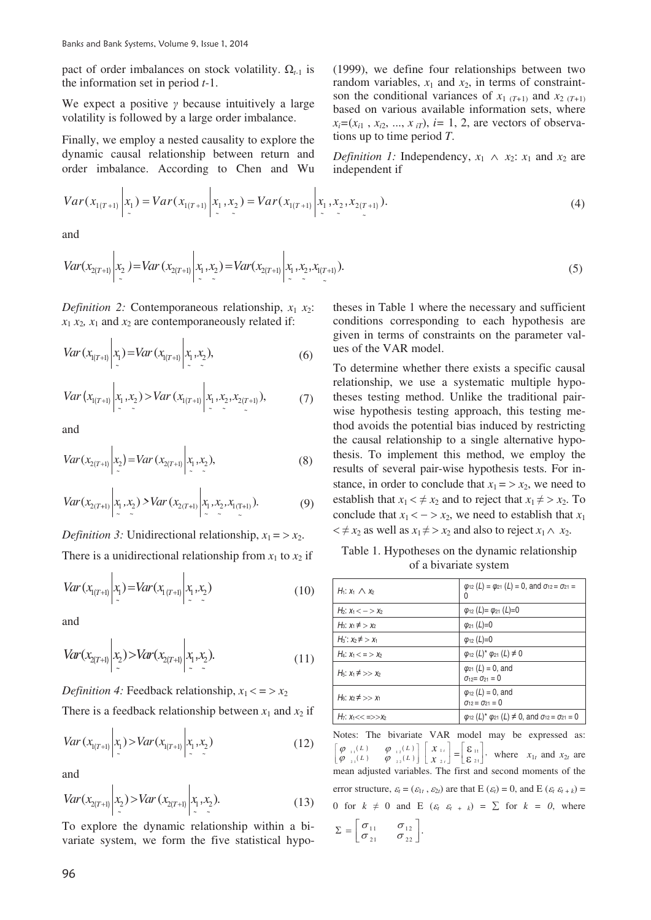pact of order imbalances on stock volatility. $\Omega_{t-1}$ is the information set in period $t$-1.

We expect a positive $\gamma$ because intuitively a large volatility is followed by a large order imbalance.

Finally, we employ a nested causality to explore the dynamic causal relationship between return and order imbalance. According to Chen and Wu (1999), we define four relationships between two random variables, $x_1$ and $x_2$, in terms of constraintson the conditional variances of $x_{1\ (T+1)}$ and $x_{2\ (T+1)}$ based on various available information sets, where $x_i=(x_{i1}, x_{i2}, ..., x_{iT})$, $i$= 1, 2, are vectors of observations up to time period $T$.

*Definition 1:* Independency, $x_1 \wedge x_2$: $x_1$ and $x_2$ are independent if

$$Var(x_{1(T+1)} \mid \underset{\sim}{x_1}) = Var(x_{1(T+1)} \mid \underset{\sim}{x_1}, \underset{\sim}{x_2}) = Var(x_{1(T+1)} \mid \underset{\sim}{x_1}, \underset{\sim}{x_2}, \underset{\sim}{x_{2(T+1)}}). \tag{4}$$

and

$$Var(x_{2(T+1)} \mid \underset{\sim}{x_2}) = Var(x_{2(T+1)} \mid \underset{\sim}{x_1}, \underset{\sim}{x_2}) = Var(x_{2(T+1)} \mid \underset{\sim}{x_1}, \underset{\sim}{x_2}, \underset{\sim}{x_{1(T+1)}}). \tag{5}$$

*Definition 2:* Contemporaneous relationship, $x_1$ $x_2$: $x_1$ $x_2$, $x_1$ and $x_2$ are contemporaneously related if:

$$Var(x_{1(T+1)} \mid \underset{\sim}{x_1}) = Var(x_{1(T+1)} \mid \underset{\sim}{x_1}, \underset{\sim}{x_2}), \tag{6}$$

$$Var(x_{1(T+1)} \mid \underset{\sim}{x_1}, \underset{\sim}{x_2}) > Var(x_{1(T+1)} \mid \underset{\sim}{x_1}, \underset{\sim}{x_2}, \underset{\sim}{x_{2(T+1)}}), \tag{7}$$

and

$$Var(x_{2(T+1)} \mid \underset{\sim}{x_2}) = Var(x_{2(T+1)} \mid \underset{\sim}{x_1}, \underset{\sim}{x_2}), \tag{8}$$

$$Var(x_{2(T+1)} \mid \underset{\sim}{x_1}, \underset{\sim}{x_2}) > Var(x_{2(T+1)} \mid \underset{\sim}{x_1}, \underset{\sim}{x_2}, \underset{\sim}{x_{1(T+1)}}). \tag{9}$$

*Definition 3:* Unidirectional relationship, $x_1 => x_2$.

There is a unidirectional relationship from $x_1$ to $x_2$ if

$$Var(x_{1(T+1)} \mid \underset{\sim}{x_1}) = Var(x_{1(T+1)} \mid \underset{\sim}{x_1}, \underset{\sim}{x_2}) \tag{10}$$

and

$$Var(x_{2(T+1)} \mid \underset{\sim}{x_2}) > Var(x_{2(T+1)} \mid \underset{\sim}{x_1}, \underset{\sim}{x_2}). \tag{11}$$

*Definition 4:* Feedback relationship, $x_1 <=> x_2$

There is a feedback relationship between $x_1$ and $x_2$ if

$$Var(x_{1(T+1)} \mid \underset{\sim}{x_1}) > Var(x_{1(T+1)} \mid \underset{\sim}{x_1}, \underset{\sim}{x_2}) \tag{12}$$

and

$$Var(x_{2(T+1)} \mid \underset{\sim}{x_2}) > Var(x_{2(T+1)} \mid \underset{\sim}{x_1}, \underset{\sim}{x_2}). \tag{13}$$

To explore the dynamic relationship within a bivariate system, we form the five statistical hypotheses in Table 1 where the necessary and sufficient conditions corresponding to each hypothesis are given in terms of constraints on the parameter values of the VAR model.

To determine whether there exists a specific causal relationship, we use a systematic multiple hypotheses testing method. Unlike the traditional pairwise hypothesis testing approach, this testing method avoids the potential bias induced by restricting the causal relationship to a single alternative hypothesis. To implement this method, we employ the results of several pair-wise hypothesis tests. For instance, in order to conclude that $x_1 => x_2$, we need to establish that $x_1 <\neq x_2$ and to reject that $x_1 \neq> x_2$. To conclude that $x_1 <-> x_2$, we need to establish that $x_1 <\neq x_2$ as well as $x_1 \neq> x_2$ and also to reject $x_1 \wedge x_2$.

Table 1. Hypotheses on the dynamic relationship of a bivariate system

| | |
|---|---|
| $H_1$: $x_1 \wedge x_2$ | $\varphi_{12}(L) = \varphi_{21}(L) = 0$, and $\sigma_{12} = \sigma_{21} = 0$ |
| $H_2$: $x_1 <-> x_2$ | $\varphi_{12}(L) = \varphi_{21}(L) = 0$ |
| $H_3$: $x_1 \neq> x_2$ | $\varphi_{21}(L) = 0$ |
| $H_3^*$: $x_2 \neq> x_1$ | $\varphi_{12}(L) = 0$ |
| $H_4$: $x_1 <=> x_2$ | $\varphi_{12}(L)^* \varphi_{21}(L) \neq 0$ |
| $H_5$: $x_1 \neq>> x_2$ | $\varphi_{21}(L) = 0$, and $\sigma_{12} = \sigma_{21} = 0$ |
| $H_6$: $x_2 \neq>> x_1$ | $\varphi_{12}(L) = 0$, and $\sigma_{12} = \sigma_{21} = 0$ |
| $H_7$: $x_1 <<=>> x_2$ | $\varphi_{12}(L)^* \varphi_{21}(L) \neq 0$, and $\sigma_{12} = \sigma_{21} = 0$ |

Notes: The bivariate VAR model may be expressed as: $\begin{bmatrix} \varphi_{11}(L) & \varphi_{12}(L) \\ \varphi_{21}(L) & \varphi_{22}(L) \end{bmatrix} \begin{bmatrix} x_{1t} \\ x_{2t} \end{bmatrix} = \begin{bmatrix} \varepsilon_{11} \\ \varepsilon_{21} \end{bmatrix}$, where $x_{1t}$ and $x_{2t}$ are mean adjusted variables. The first and second moments of the error structure, $\varepsilon_t = (\varepsilon_{1t}, \varepsilon_{2t})$ are that E $(\varepsilon_t) = 0$, and E $(\varepsilon_t\ \varepsilon_{t+k}) = 0$ for $k \neq 0$ and E $(\varepsilon_t\ \varepsilon_{t+k}) = \Sigma$ for $k = 0$, where $\Sigma = \begin{bmatrix} \sigma_{11} & \sigma_{12} \\ \sigma_{21} & \sigma_{22} \end{bmatrix}$.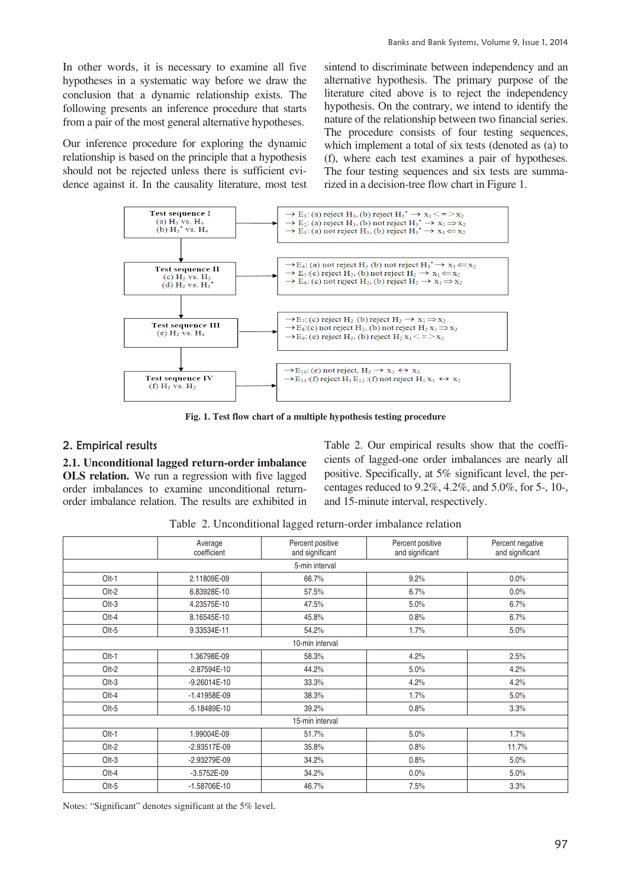In other words, it is necessary to examine all five hypotheses in a systematic way before we draw the conclusion that a dynamic relationship exists. The following presents an inference procedure that starts from a pair of the most general alternative hypotheses.

Our inference procedure for exploring the dynamic relationship is based on the principle that a hypothesis should not be rejected unless there is sufficient evidence against it. In the causality literature, most test sintend to discriminate between independency and an alternative hypothesis. The primary purpose of the literature cited above is to reject the independency hypothesis. On the contrary, we intend to identify the nature of the relationship between two financial series. The procedure consists of four testing sequences, which implement a total of six tests (denoted as (a) to (f), where each test examines a pair of hypotheses. The four testing sequences and six tests are summarized in a decision-tree flow chart in Figure 1.

**Test sequence I**
(a) $H_3$ vs. $H_4$
(b) $H_3^*$ vs. $H_4$

→ $E_1$: (a) reject $H_3$, (b) reject $H_3^*$ → $x_1 <=> x_2$
→ $E_2$: (a) reject $H_3$, (b) not reject $H_3^*$ → $x_1 \Rightarrow x_2$
→ $E_3$: (a) not reject $H_3$, (b) reject $H_3^*$ → $x_1 \Leftarrow x_2$

**Test sequence II**
(c) $H_2$ vs. $H_3$
(d) $H_2$ vs. $H_3^*$

→ $E_4$: (a) not reject $H_3$ (b) not reject $H_3^*$ → $x_1 \Leftarrow x_2$
→ $E_5$: (c) reject $H_2$, (b) not reject $H_2$ → $x_1 \Leftarrow x_2$
→ $E_6$: (c) not reject $H_2$, (b) reject $H_2$ → $x_1 \Rightarrow x_2$

**Test sequence III**
(e) $H_2$ vs. $H_4$

→ $E_7$: (c) reject $H_2$ (b) reject $H_2$ → $x_1 \Rightarrow x_2$
→ $E_8$: (c) not reject $H_2$, (b) not reject $H_2$ $x_1 \Rightarrow x_2$
→ $E_9$: (e) reject $H_2$, (b) reject $H_2$ $x_1 <=> x_2$

**Test sequence IV**
(f) $H_1$ vs. $H_2$

→ $E_{10}$: (e) not reject, $H_2$ → $x_1 \leftrightarrow x_2$
→ $E_{11}$: (f) reject $H_1$ $E_{12}$: (f) not reject $H_1$ $x_1 \leftrightarrow x_2$

**Fig. 1. Test flow chart of a multiple hypothesis testing procedure**

## 2. Empirical results

**2.1. Unconditional lagged return-order imbalance OLS relation.** We run a regression with five lagged order imbalances to examine unconditional return-order imbalance relation. The results are exhibited in Table 2. Our empirical results show that the coefficients of lagged-one order imbalances are nearly all positive. Specifically, at 5% significant level, the percentages reduced to 9.2%, 4.2%, and 5.0%, for 5-, 10-, and 15-minute interval, respectively.

Table 2. Unconditional lagged return-order imbalance relation

| | Average coefficient | Percent positive and significant | Percent positive and significant | Percent negative and significant |
|---|---|---|---|---|
| | | 5-min interval | | |
| OIt-1 | 2.11809E-09 | 66.7% | 9.2% | 0.0% |
| OIt-2 | 6.83928E-10 | 57.5% | 6.7% | 0.0% |
| OIt-3 | 4.23575E-10 | 47.5% | 5.0% | 6.7% |
| OIt-4 | 8.16545E-10 | 45.8% | 0.8% | 6.7% |
| OIt-5 | 9.33534E-11 | 54.2% | 1.7% | 5.0% |
| | | 10-min interval | | |
| OIt-1 | 1.36798E-09 | 58.3% | 4.2% | 2.5% |
| OIt-2 | -2.87594E-10 | 44.2% | 5.0% | 4.2% |
| OIt-3 | -9.26014E-10 | 33.3% | 4.2% | 4.2% |
| OIt-4 | -1.41958E-09 | 38.3% | 1.7% | 5.0% |
| OIt-5 | -5.18489E-10 | 39.2% | 0.8% | 3.3% |
| | | 15-min interval | | |
| OIt-1 | 1.99004E-09 | 51.7% | 5.0% | 1.7% |
| OIt-2 | -2.93517E-09 | 35.8% | 0.8% | 11.7% |
| OIt-3 | -2.93279E-09 | 34.2% | 0.8% | 5.0% |
| OIt-4 | -3.5752E-09 | 34.2% | 0.0% | 5.0% |
| OIt-5 | -1.58706E-10 | 46.7% | 7.5% | 3.3% |

Notes: "Significant" denotes significant at the 5% level.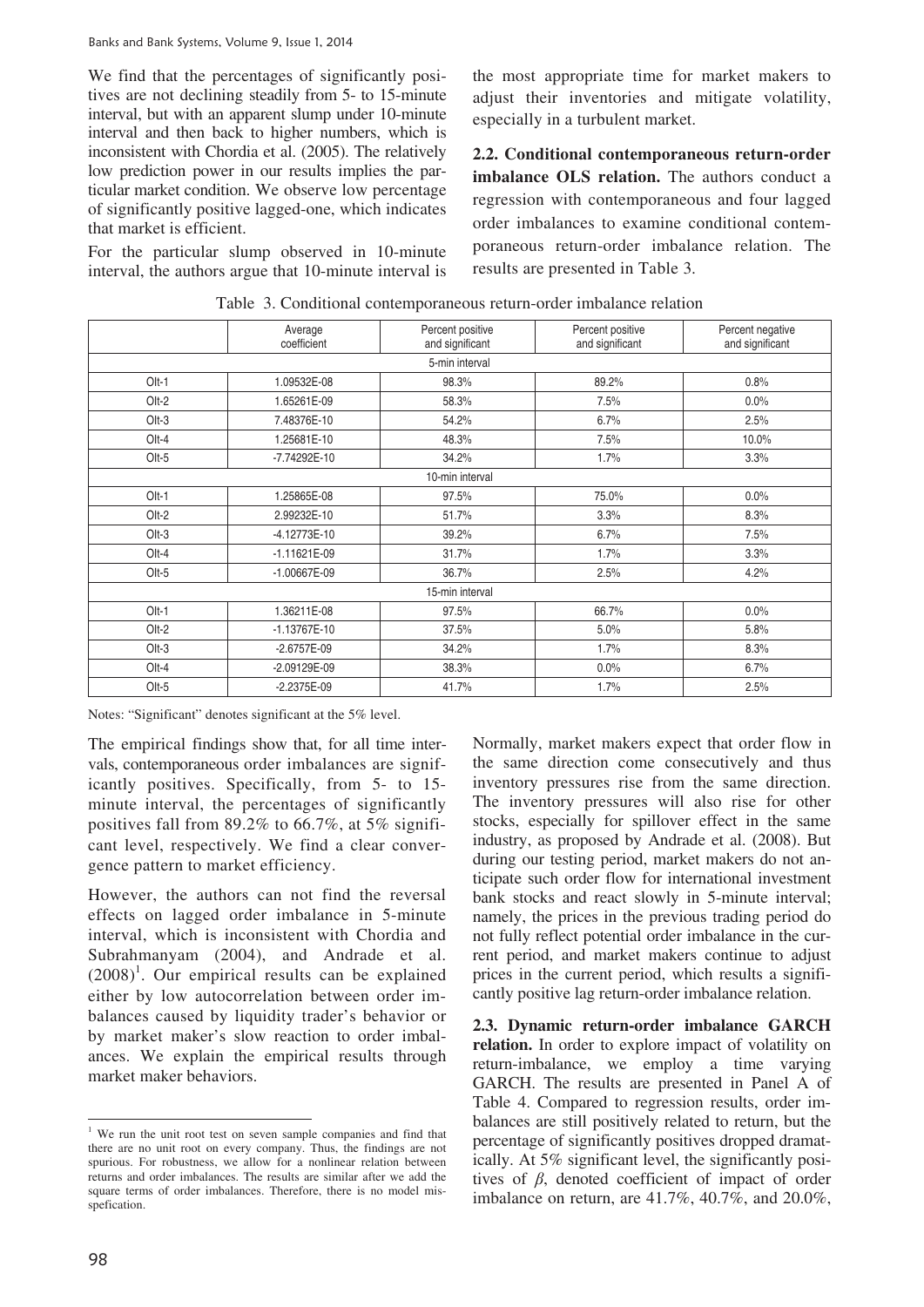We find that the percentages of significantly positives are not declining steadily from 5- to 15-minute interval, but with an apparent slump under 10-minute interval and then back to higher numbers, which is inconsistent with Chordia et al. (2005). The relatively low prediction power in our results implies the particular market condition. We observe low percentage of significantly positive lagged-one, which indicates that market is efficient.

For the particular slump observed in 10-minute interval, the authors argue that 10-minute interval is the most appropriate time for market makers to adjust their inventories and mitigate volatility, especially in a turbulent market.

**2.2. Conditional contemporaneous return-order imbalance OLS relation.** The authors conduct a regression with contemporaneous and four lagged order imbalances to examine conditional contemporaneous return-order imbalance relation. The results are presented in Table 3.

Table 3. Conditional contemporaneous return-order imbalance relation

| | Average coefficient | Percent positive and significant | Percent positive and significant | Percent negative and significant |
|---|---|---|---|---|
| | | 5-min interval | | |
| Olt-1 | 1.09532E-08 | 98.3% | 89.2% | 0.8% |
| Olt-2 | 1.65261E-09 | 58.3% | 7.5% | 0.0% |
| Olt-3 | 7.48376E-10 | 54.2% | 6.7% | 2.5% |
| Olt-4 | 1.25681E-10 | 48.3% | 7.5% | 10.0% |
| Olt-5 | -7.74292E-10 | 34.2% | 1.7% | 3.3% |
| | | 10-min interval | | |
| Olt-1 | 1.25865E-08 | 97.5% | 75.0% | 0.0% |
| Olt-2 | 2.99232E-10 | 51.7% | 3.3% | 8.3% |
| Olt-3 | -4.12773E-10 | 39.2% | 6.7% | 7.5% |
| Olt-4 | -1.11621E-09 | 31.7% | 1.7% | 3.3% |
| Olt-5 | -1.00667E-09 | 36.7% | 2.5% | 4.2% |
| | | 15-min interval | | |
| Olt-1 | 1.36211E-08 | 97.5% | 66.7% | 0.0% |
| Olt-2 | -1.13767E-10 | 37.5% | 5.0% | 5.8% |
| Olt-3 | -2.6757E-09 | 34.2% | 1.7% | 8.3% |
| Olt-4 | -2.09129E-09 | 38.3% | 0.0% | 6.7% |
| Olt-5 | -2.2375E-09 | 41.7% | 1.7% | 2.5% |

Notes: "Significant" denotes significant at the 5% level.

The empirical findings show that, for all time intervals, contemporaneous order imbalances are significantly positives. Specifically, from 5- to 15-minute interval, the percentages of significantly positives fall from 89.2% to 66.7%, at 5% significant level, respectively. We find a clear convergence pattern to market efficiency.

However, the authors can not find the reversal effects on lagged order imbalance in 5-minute interval, which is inconsistent with Chordia and Subrahmanyam (2004), and Andrade et al. (2008)[1]. Our empirical results can be explained either by low autocorrelation between order imbalances caused by liquidity trader's behavior or by market maker's slow reaction to order imbalances. We explain the empirical results through market maker behaviors.

Normally, market makers expect that order flow in the same direction come consecutively and thus inventory pressures rise from the same direction. The inventory pressures will also rise for other stocks, especially for spillover effect in the same industry, as proposed by Andrade et al. (2008). But during our testing period, market makers do not anticipate such order flow for international investment bank stocks and react slowly in 5-minute interval; namely, the prices in the previous trading period do not fully reflect potential order imbalance in the current period, and market makers continue to adjust prices in the current period, which results a significantly positive lag return-order imbalance relation.

**2.3. Dynamic return-order imbalance GARCH relation.** In order to explore impact of volatility on return-imbalance, we employ a time varying GARCH. The results are presented in Panel A of Table 4. Compared to regression results, order imbalances are still positively related to return, but the percentage of significantly positives dropped dramatically. At 5% significant level, the significantly positives of $\beta$, denoted coefficient of impact of order imbalance on return, are 41.7%, 40.7%, and 20.0%,

[1] We run the unit root test on seven sample companies and find that there are no unit root on every company. Thus, the findings are not spurious. For robustness, we allow for a nonlinear relation between returns and order imbalances. The results are similar after we add the square terms of order imbalances. Therefore, there is no model misspefication.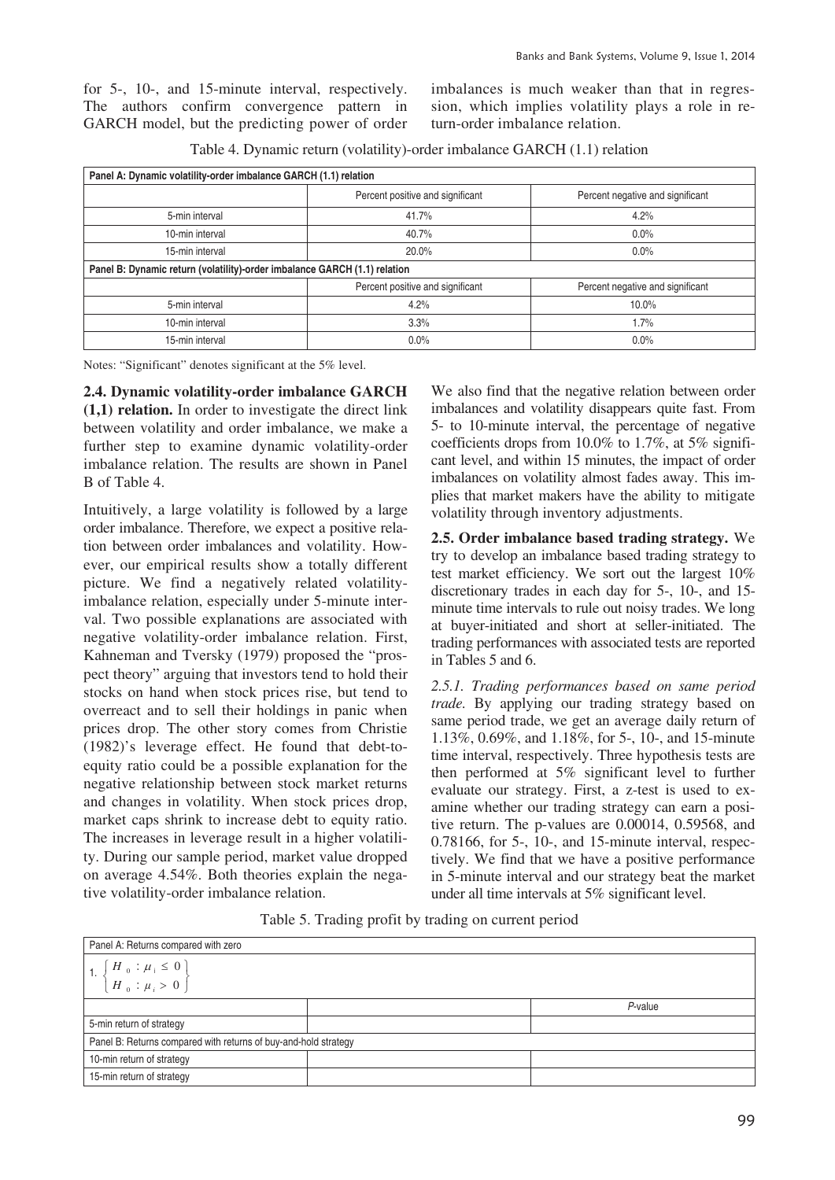for 5-, 10-, and 15-minute interval, respectively. The authors confirm convergence pattern in GARCH model, but the predicting power of order imbalances is much weaker than that in regression, which implies volatility plays a role in return-order imbalance relation.

Table 4. Dynamic return (volatility)-order imbalance GARCH (1.1) relation

| Panel A: Dynamic volatility-order imbalance GARCH (1.1) relation | | |
|---|---|---|
| | Percent positive and significant | Percent negative and significant |
| 5-min interval | 41.7% | 4.2% |
| 10-min interval | 40.7% | 0.0% |
| 15-min interval | 20.0% | 0.0% |
| **Panel B: Dynamic return (volatility)-order imbalance GARCH (1.1) relation** | | |
| | Percent positive and significant | Percent negative and significant |
| 5-min interval | 4.2% | 10.0% |
| 10-min interval | 3.3% | 1.7% |
| 15-min interval | 0.0% | 0.0% |

Notes: "Significant" denotes significant at the 5% level.

**2.4. Dynamic volatility-order imbalance GARCH (1,1) relation.** In order to investigate the direct link between volatility and order imbalance, we make a further step to examine dynamic volatility-order imbalance relation. The results are shown in Panel B of Table 4.

Intuitively, a large volatility is followed by a large order imbalance. Therefore, we expect a positive relation between order imbalances and volatility. However, our empirical results show a totally different picture. We find a negatively related volatility-imbalance relation, especially under 5-minute interval. Two possible explanations are associated with negative volatility-order imbalance relation. First, Kahneman and Tversky (1979) proposed the "prospect theory" arguing that investors tend to hold their stocks on hand when stock prices rise, but tend to overreact and to sell their holdings in panic when prices drop. The other story comes from Christie (1982)'s leverage effect. He found that debt-to-equity ratio could be a possible explanation for the negative relationship between stock market returns and changes in volatility. When stock prices drop, market caps shrink to increase debt to equity ratio. The increases in leverage result in a higher volatility. During our sample period, market value dropped on average 4.54%. Both theories explain the negative volatility-order imbalance relation.

We also find that the negative relation between order imbalances and volatility disappears quite fast. From 5- to 10-minute interval, the percentage of negative coefficients drops from 10.0% to 1.7%, at 5% significant level, and within 15 minutes, the impact of order imbalances on volatility almost fades away. This implies that market makers have the ability to mitigate volatility through inventory adjustments.

**2.5. Order imbalance based trading strategy.** We try to develop an imbalance based trading strategy to test market efficiency. We sort out the largest 10% discretionary trades in each day for 5-, 10-, and 15-minute time intervals to rule out noisy trades. We long at buyer-initiated and short at seller-initiated. The trading performances with associated tests are reported in Tables 5 and 6.

*2.5.1. Trading performances based on same period trade.* By applying our trading strategy based on same period trade, we get an average daily return of 1.13%, 0.69%, and 1.18%, for 5-, 10-, and 15-minute time interval, respectively. Three hypothesis tests are then performed at 5% significant level to further evaluate our strategy. First, a z-test is used to examine whether our trading strategy can earn a positive return. The p-values are 0.00014, 0.59568, and 0.78166, for 5-, 10-, and 15-minute interval, respectively. We find that we have a positive performance in 5-minute interval and our strategy beat the market under all time intervals at 5% significant level.

Table 5. Trading profit by trading on current period

| Panel A: Returns compared with zero | | |
|---|---|---|
| 1. $\begin{cases} H_0 : \mu_1 \leq 0 \\ H_0 : \mu_1 > 0 \end{cases}$ | | |
| | | *P*-value |
| 5-min return of strategy | | |
| Panel B: Returns compared with returns of buy-and-hold strategy | | |
| 10-min return of strategy | | |
| 15-min return of strategy | | |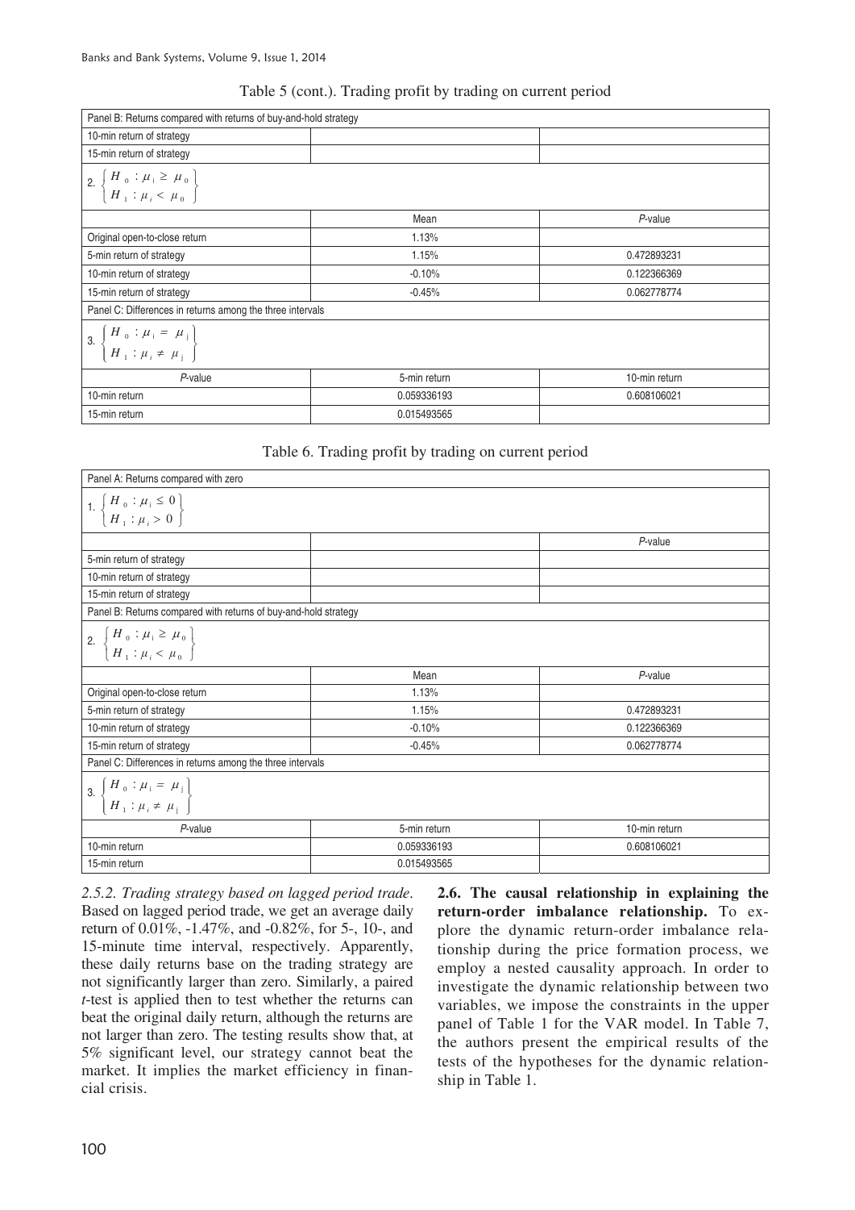Table 5 (cont.). Trading profit by trading on current period

| Panel B: Returns compared with returns of buy-and-hold strategy | | |
|---|---|---|
| 10-min return of strategy | | |
| 15-min return of strategy | | |
| 2. $\begin{Bmatrix} H_0 : \mu_i \geq \mu_0 \\ H_1 : \mu_i < \mu_0 \end{Bmatrix}$ | | |
| | Mean | *P*-value |
| Original open-to-close return | 1.13% | |
| 5-min return of strategy | 1.15% | 0.472893231 |
| 10-min return of strategy | -0.10% | 0.122366369 |
| 15-min return of strategy | -0.45% | 0.062778774 |
| Panel C: Differences in returns among the three intervals | | |
| 3. $\begin{Bmatrix} H_0 : \mu_i = \mu_j \\ H_1 : \mu_i \neq \mu_j \end{Bmatrix}$ | | |
| *P*-value | 5-min return | 10-min return |
| 10-min return | 0.059336193 | 0.608106021 |
| 15-min return | 0.015493565 | |

Table 6. Trading profit by trading on current period

| Panel A: Returns compared with zero | | |
|---|---|---|
| 1. $\begin{Bmatrix} H_0 : \mu_i \leq 0 \\ H_1 : \mu_i > 0 \end{Bmatrix}$ | | |
| | | *P*-value |
| 5-min return of strategy | | |
| 10-min return of strategy | | |
| 15-min return of strategy | | |
| Panel B: Returns compared with returns of buy-and-hold strategy | | |
| 2. $\begin{Bmatrix} H_0 : \mu_i \geq \mu_0 \\ H_1 : \mu_i < \mu_0 \end{Bmatrix}$ | | |
| | Mean | *P*-value |
| Original open-to-close return | 1.13% | |
| 5-min return of strategy | 1.15% | 0.472893231 |
| 10-min return of strategy | -0.10% | 0.122366369 |
| 15-min return of strategy | -0.45% | 0.062778774 |
| Panel C: Differences in returns among the three intervals | | |
| 3. $\begin{Bmatrix} H_0 : \mu_i = \mu_j \\ H_1 : \mu_i \neq \mu_j \end{Bmatrix}$ | | |
| *P*-value | 5-min return | 10-min return |
| 10-min return | 0.059336193 | 0.608106021 |
| 15-min return | 0.015493565 | |

*2.5.2. Trading strategy based on lagged period trade.* Based on lagged period trade, we get an average daily return of 0.01%, -1.47%, and -0.82%, for 5-, 10-, and 15-minute time interval, respectively. Apparently, these daily returns base on the trading strategy are not significantly larger than zero. Similarly, a paired *t*-test is applied then to test whether the returns can beat the original daily return, although the returns are not larger than zero. The testing results show that, at 5% significant level, our strategy cannot beat the market. It implies the market efficiency in financial crisis.

**2.6. The causal relationship in explaining the return-order imbalance relationship.** To explore the dynamic return-order imbalance relationship during the price formation process, we employ a nested causality approach. In order to investigate the dynamic relationship between two variables, we impose the constraints in the upper panel of Table 1 for the VAR model. In Table 7, the authors present the empirical results of the tests of the hypotheses for the dynamic relationship in Table 1.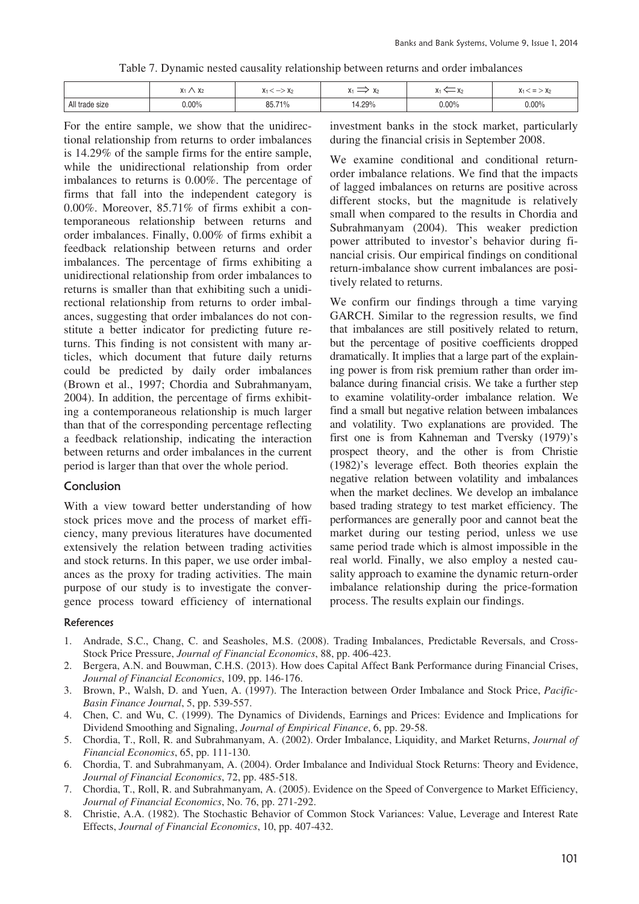Table 7. Dynamic nested causality relationship between returns and order imbalances

|  | $x_1 \wedge x_2$ | $x_1 <-> x_2$ | $x_1 \Longrightarrow x_2$ | $x_1 \Longleftarrow x_2$ | $x_1 <=> x_2$ |
|---|---|---|---|---|---|
| All trade size | 0.00% | 85.71% | 14.29% | 0.00% | 0.00% |

For the entire sample, we show that the unidirectional relationship from returns to order imbalances is 14.29% of the sample firms for the entire sample, while the unidirectional relationship from order imbalances to returns is 0.00%. The percentage of firms that fall into the independent category is 0.00%. Moreover, 85.71% of firms exhibit a contemporaneous relationship between returns and order imbalances. Finally, 0.00% of firms exhibit a feedback relationship between returns and order imbalances. The percentage of firms exhibiting a unidirectional relationship from order imbalances to returns is smaller than that exhibiting such a unidirectional relationship from returns to order imbalances, suggesting that order imbalances do not constitute a better indicator for predicting future returns. This finding is not consistent with many articles, which document that future daily returns could be predicted by daily order imbalances (Brown et al., 1997; Chordia and Subrahmanyam, 2004). In addition, the percentage of firms exhibiting a contemporaneous relationship is much larger than that of the corresponding percentage reflecting a feedback relationship, indicating the interaction between returns and order imbalances in the current period is larger than that over the whole period.

## Conclusion

With a view toward better understanding of how stock prices move and the process of market efficiency, many previous literatures have documented extensively the relation between trading activities and stock returns. In this paper, we use order imbalances as the proxy for trading activities. The main purpose of our study is to investigate the convergence process toward efficiency of international investment banks in the stock market, particularly during the financial crisis in September 2008.

We examine conditional and conditional return-order imbalance relations. We find that the impacts of lagged imbalances on returns are positive across different stocks, but the magnitude is relatively small when compared to the results in Chordia and Subrahmanyam (2004). This weaker prediction power attributed to investor's behavior during financial crisis. Our empirical findings on conditional return-imbalance show current imbalances are positively related to returns.

We confirm our findings through a time varying GARCH. Similar to the regression results, we find that imbalances are still positively related to return, but the percentage of positive coefficients dropped dramatically. It implies that a large part of the explaining power is from risk premium rather than order imbalance during financial crisis. We take a further step to examine volatility-order imbalance relation. We find a small but negative relation between imbalances and volatility. Two explanations are provided. The first one is from Kahneman and Tversky (1979)'s prospect theory, and the other is from Christie (1982)'s leverage effect. Both theories explain the negative relation between volatility and imbalances when the market declines. We develop an imbalance based trading strategy to test market efficiency. The performances are generally poor and cannot beat the market during our testing period, unless we use same period trade which is almost impossible in the real world. Finally, we also employ a nested causality approach to examine the dynamic return-order imbalance relationship during the price-formation process. The results explain our findings.

## References

1. Andrade, S.C., Chang, C. and Seasholes, M.S. (2008). Trading Imbalances, Predictable Reversals, and Cross-Stock Price Pressure, *Journal of Financial Economics*, 88, pp. 406-423.
2. Bergera, A.N. and Bouwman, C.H.S. (2013). How does Capital Affect Bank Performance during Financial Crises, *Journal of Financial Economics*, 109, pp. 146-176.
3. Brown, P., Walsh, D. and Yuen, A. (1997). The Interaction between Order Imbalance and Stock Price, *Pacific-Basin Finance Journal*, 5, pp. 539-557.
4. Chen, C. and Wu, C. (1999). The Dynamics of Dividends, Earnings and Prices: Evidence and Implications for Dividend Smoothing and Signaling, *Journal of Empirical Finance*, 6, pp. 29-58.
5. Chordia, T., Roll, R. and Subrahmanyam, A. (2002). Order Imbalance, Liquidity, and Market Returns, *Journal of Financial Economics*, 65, pp. 111-130.
6. Chordia, T. and Subrahmanyam, A. (2004). Order Imbalance and Individual Stock Returns: Theory and Evidence, *Journal of Financial Economics*, 72, pp. 485-518.
7. Chordia, T., Roll, R. and Subrahmanyam, A. (2005). Evidence on the Speed of Convergence to Market Efficiency, *Journal of Financial Economics*, No. 76, pp. 271-292.
8. Christie, A.A. (1982). The Stochastic Behavior of Common Stock Variances: Value, Leverage and Interest Rate Effects, *Journal of Financial Economics*, 10, pp. 407-432.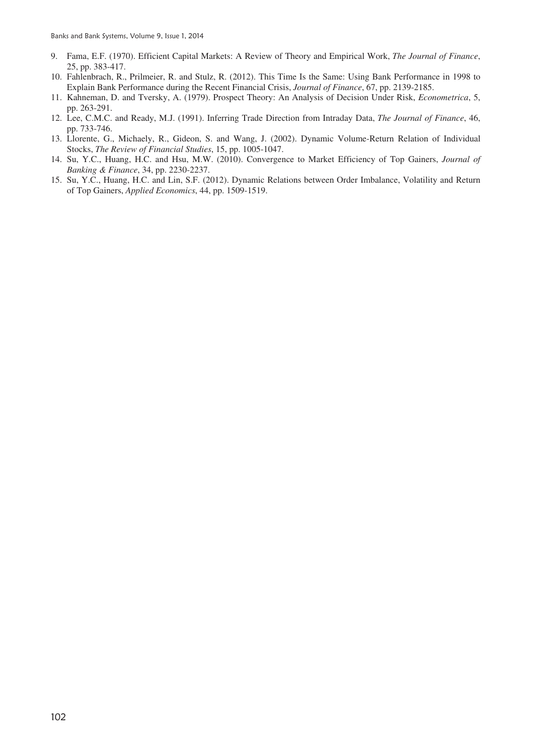9. Fama, E.F. (1970). Efficient Capital Markets: A Review of Theory and Empirical Work, *The Journal of Finance*, 25, pp. 383-417.
10. Fahlenbrach, R., Prilmeier, R. and Stulz, R. (2012). This Time Is the Same: Using Bank Performance in 1998 to Explain Bank Performance during the Recent Financial Crisis, *Journal of Finance*, 67, pp. 2139-2185.
11. Kahneman, D. and Tversky, A. (1979). Prospect Theory: An Analysis of Decision Under Risk, *Econometrica*, 5, pp. 263-291.
12. Lee, C.M.C. and Ready, M.J. (1991). Inferring Trade Direction from Intraday Data, *The Journal of Finance*, 46, pp. 733-746.
13. Llorente, G., Michaely, R., Gideon, S. and Wang, J. (2002). Dynamic Volume-Return Relation of Individual Stocks, *The Review of Financial Studies*, 15, pp. 1005-1047.
14. Su, Y.C., Huang, H.C. and Hsu, M.W. (2010). Convergence to Market Efficiency of Top Gainers, *Journal of Banking & Finance*, 34, pp. 2230-2237.
15. Su, Y.C., Huang, H.C. and Lin, S.F. (2012). Dynamic Relations between Order Imbalance, Volatility and Return of Top Gainers, *Applied Economics*, 44, pp. 1509-1519.